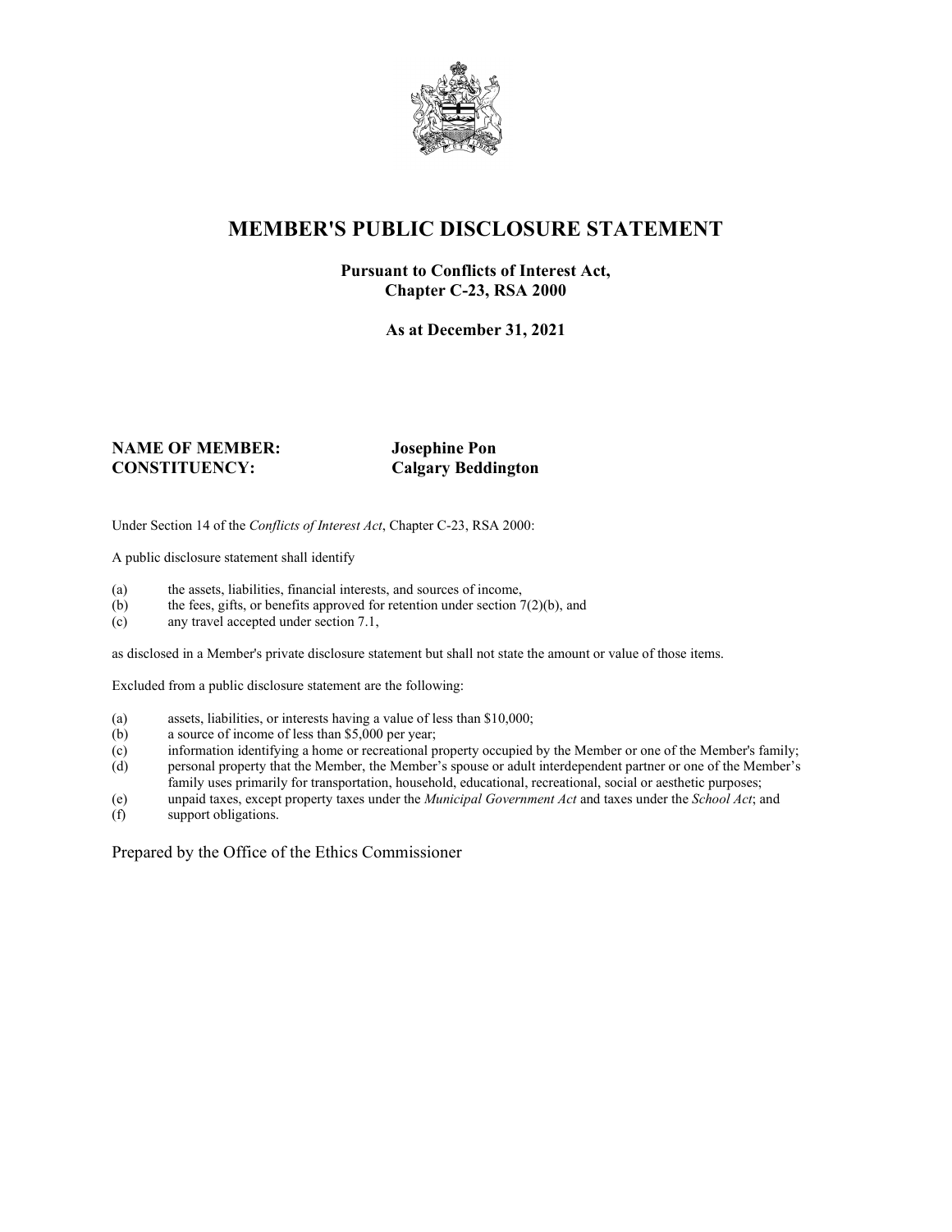# MEMBER'S PUBLIC DISCLOSURE STATEMENT

**Pursuant to Conflicts of Interest Act, Chapter C-23, RSA 2000**

**As at December 31, 2021**

**NAME OF MEMBER:** **Josephine Pon**
**CONSTITUENCY:** **Calgary Beddington**

Under Section 14 of the *Conflicts of Interest Act*, Chapter C-23, RSA 2000:

A public disclosure statement shall identify

(a) the assets, liabilities, financial interests, and sources of income,
(b) the fees, gifts, or benefits approved for retention under section 7(2)(b), and
(c) any travel accepted under section 7.1,

as disclosed in a Member's private disclosure statement but shall not state the amount or value of those items.

Excluded from a public disclosure statement are the following:

(a) assets, liabilities, or interests having a value of less than $10,000;
(b) a source of income of less than $5,000 per year;
(c) information identifying a home or recreational property occupied by the Member or one of the Member's family;
(d) personal property that the Member, the Member's spouse or adult interdependent partner or one of the Member's family uses primarily for transportation, household, educational, recreational, social or aesthetic purposes;
(e) unpaid taxes, except property taxes under the *Municipal Government Act* and taxes under the *School Act*; and
(f) support obligations.

Prepared by the Office of the Ethics Commissioner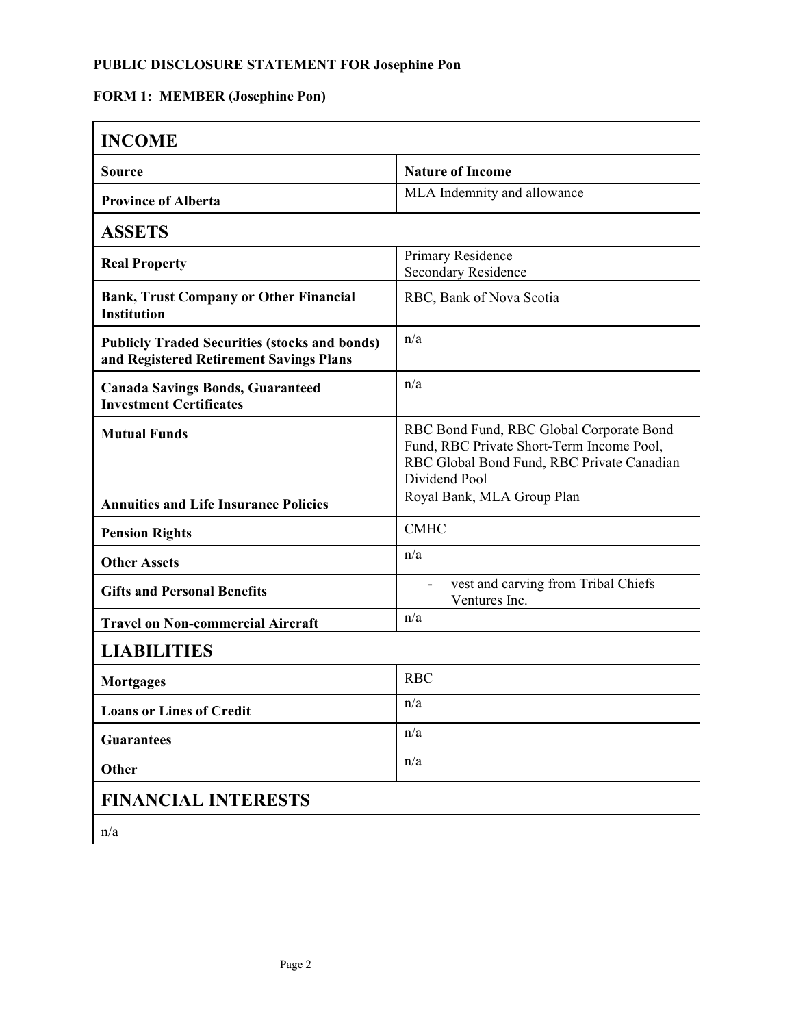**PUBLIC DISCLOSURE STATEMENT FOR Josephine Pon**

**FORM 1: MEMBER (Josephine Pon)**

| **INCOME** | |
|---|---|
| **Source** | **Nature of Income** |
| **Province of Alberta** | MLA Indemnity and allowance |
| **ASSETS** | |
| **Real Property** | Primary Residence<br>Secondary Residence |
| **Bank, Trust Company or Other Financial Institution** | RBC, Bank of Nova Scotia |
| **Publicly Traded Securities (stocks and bonds) and Registered Retirement Savings Plans** | n/a |
| **Canada Savings Bonds, Guaranteed Investment Certificates** | n/a |
| **Mutual Funds** | RBC Bond Fund, RBC Global Corporate Bond Fund, RBC Private Short-Term Income Pool, RBC Global Bond Fund, RBC Private Canadian Dividend Pool |
| **Annuities and Life Insurance Policies** | Royal Bank, MLA Group Plan |
| **Pension Rights** | CMHC |
| **Other Assets** | n/a |
| **Gifts and Personal Benefits** | - vest and carving from Tribal Chiefs Ventures Inc. |
| **Travel on Non-commercial Aircraft** | n/a |
| **LIABILITIES** | |
| **Mortgages** | RBC |
| **Loans or Lines of Credit** | n/a |
| **Guarantees** | n/a |
| **Other** | n/a |
| **FINANCIAL INTERESTS** | |
| n/a | |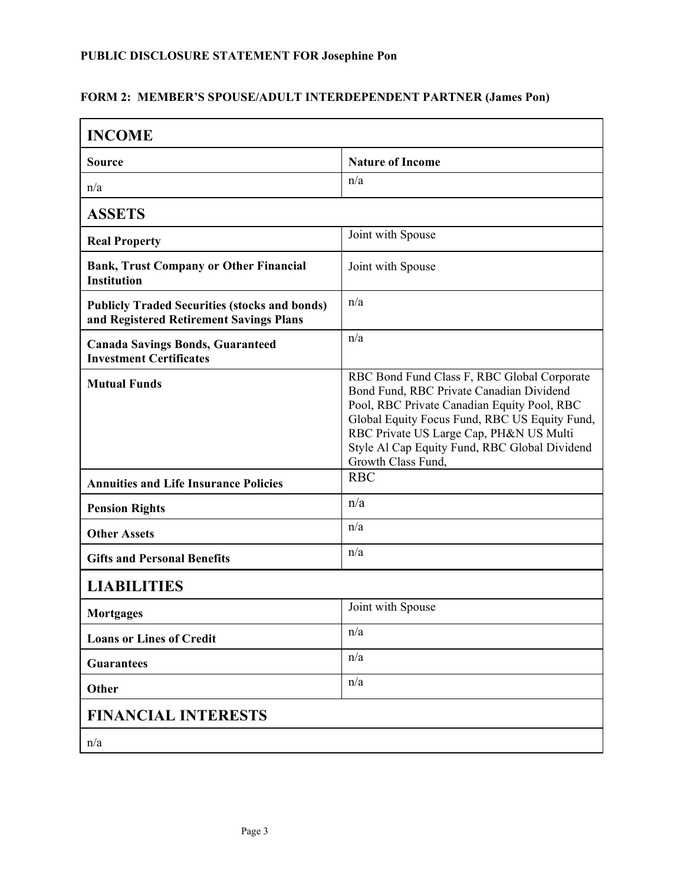**PUBLIC DISCLOSURE STATEMENT FOR Josephine Pon**

**FORM 2: MEMBER'S SPOUSE/ADULT INTERDEPENDENT PARTNER (James Pon)**

| **INCOME** | |
|---|---|
| **Source** | **Nature of Income** |
| n/a | n/a |
| **ASSETS** | |
| **Real Property** | Joint with Spouse |
| **Bank, Trust Company or Other Financial Institution** | Joint with Spouse |
| **Publicly Traded Securities (stocks and bonds) and Registered Retirement Savings Plans** | n/a |
| **Canada Savings Bonds, Guaranteed Investment Certificates** | n/a |
| **Mutual Funds** | RBC Bond Fund Class F, RBC Global Corporate Bond Fund, RBC Private Canadian Dividend Pool, RBC Private Canadian Equity Pool, RBC Global Equity Focus Fund, RBC US Equity Fund, RBC Private US Large Cap, PH&N US Multi Style Al Cap Equity Fund, RBC Global Dividend Growth Class Fund, |
| **Annuities and Life Insurance Policies** | RBC |
| **Pension Rights** | n/a |
| **Other Assets** | n/a |
| **Gifts and Personal Benefits** | n/a |
| **LIABILITIES** | |
| **Mortgages** | Joint with Spouse |
| **Loans or Lines of Credit** | n/a |
| **Guarantees** | n/a |
| **Other** | n/a |
| **FINANCIAL INTERESTS** | |
| n/a | |